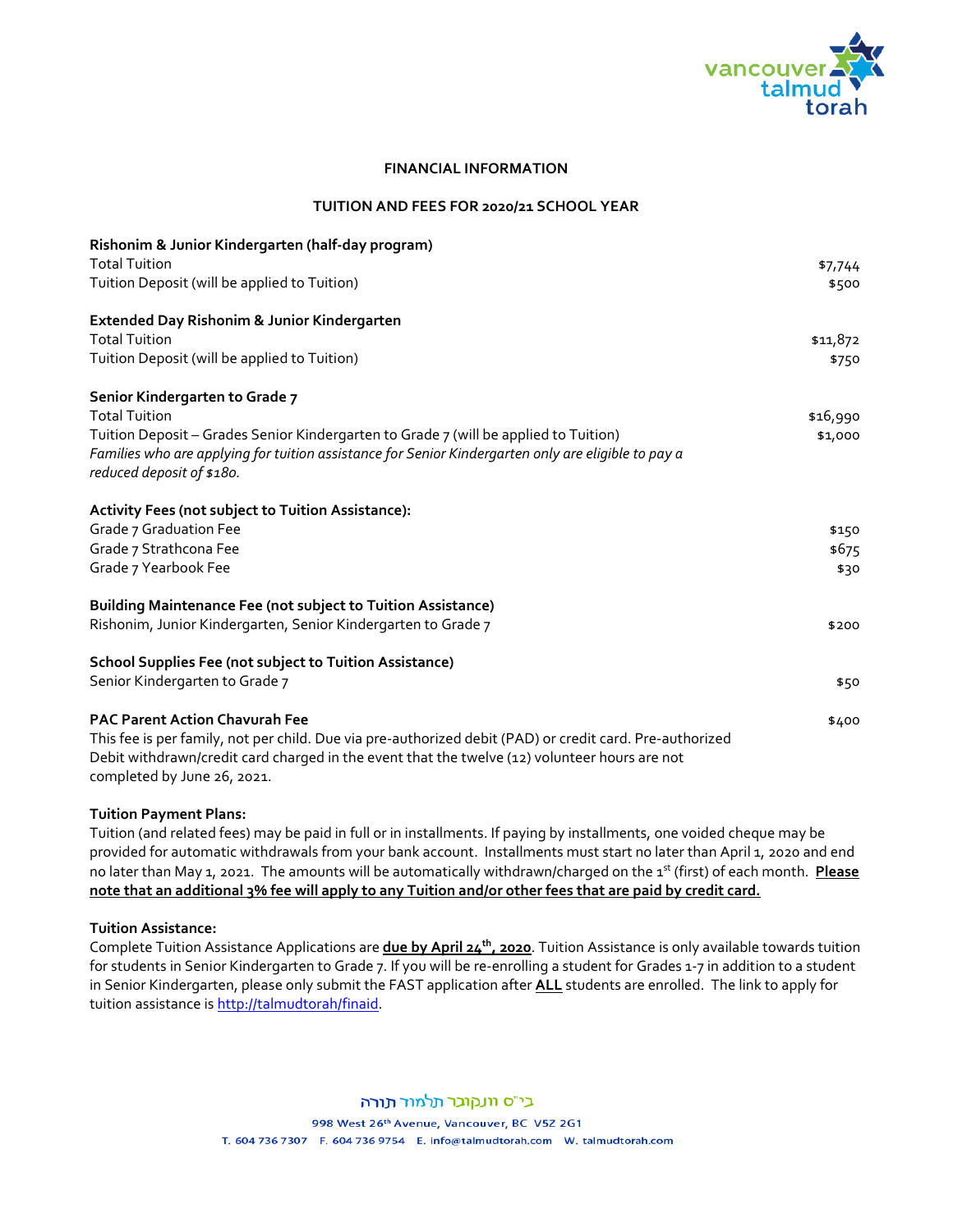## FINANCIAL INFORMATION

### TUITION AND FEES FOR 2020/21 SCHOOL YEAR

**Rishonim & Junior Kindergarten (half-day program)**

| | |
|---|---|
| Total Tuition | $7,744 |
| Tuition Deposit (will be applied to Tuition) | $500 |

**Extended Day Rishonim & Junior Kindergarten**

| | |
|---|---|
| Total Tuition | $11,872 |
| Tuition Deposit (will be applied to Tuition) | $750 |

**Senior Kindergarten to Grade 7**

| | |
|---|---|
| Total Tuition | $16,990 |
| Tuition Deposit – Grades Senior Kindergarten to Grade 7 (will be applied to Tuition) | $1,000 |

*Families who are applying for tuition assistance for Senior Kindergarten only are eligible to pay a reduced deposit of $180.*

**Activity Fees (not subject to Tuition Assistance):**

| | |
|---|---|
| Grade 7 Graduation Fee | $150 |
| Grade 7 Strathcona Fee | $675 |
| Grade 7 Yearbook Fee | $30 |

**Building Maintenance Fee (not subject to Tuition Assistance)**

| | |
|---|---|
| Rishonim, Junior Kindergarten, Senior Kindergarten to Grade 7 | $200 |

**School Supplies Fee (not subject to Tuition Assistance)**

| | |
|---|---|
| Senior Kindergarten to Grade 7 | $50 |

**PAC Parent Action Chavurah Fee** $400

This fee is per family, not per child. Due via pre-authorized debit (PAD) or credit card. Pre-authorized Debit withdrawn/credit card charged in the event that the twelve (12) volunteer hours are not completed by June 26, 2021.

**Tuition Payment Plans:**

Tuition (and related fees) may be paid in full or in installments. If paying by installments, one voided cheque may be provided for automatic withdrawals from your bank account. Installments must start no later than April 1, 2020 and end no later than May 1, 2021. The amounts will be automatically withdrawn/charged on the 1st (first) of each month. **Please note that an additional 3% fee will apply to any Tuition and/or other fees that are paid by credit card.**

**Tuition Assistance:**

Complete Tuition Assistance Applications are **due by April 24th, 2020**. Tuition Assistance is only available towards tuition for students in Senior Kindergarten to Grade 7. If you will be re-enrolling a student for Grades 1-7 in addition to a student in Senior Kindergarten, please only submit the FAST application after **ALL** students are enrolled. The link to apply for tuition assistance is http://talmudtorah/finaid.

ב״ס ונקובר תלמוד תורה

998 West 26th Avenue, Vancouver, BC V5Z 2G1

T. 604 736 7307 F. 604 736 9754 E. info@talmudtorah.com W. talmudtorah.com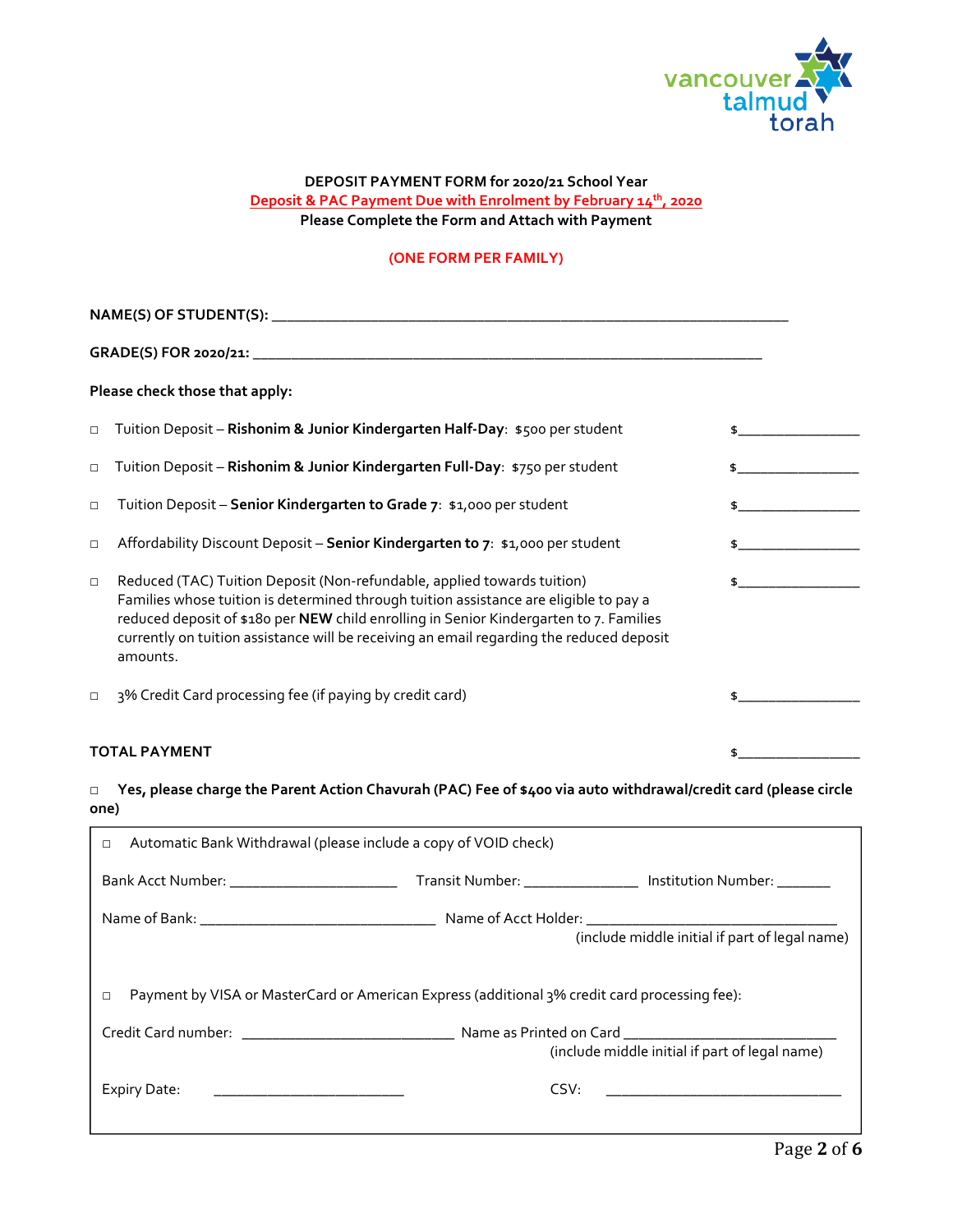vancouver talmud torah

**DEPOSIT PAYMENT FORM for 2020/21 School Year**

**Deposit & PAC Payment Due with Enrolment by February 14th, 2020**

**Please Complete the Form and Attach with Payment**

**(ONE FORM PER FAMILY)**

**NAME(S) OF STUDENT(S):** ___________________________________________________________________

**GRADE(S) FOR 2020/21:** ___________________________________________________________________

**Please check those that apply:**

□ Tuition Deposit – **Rishonim & Junior Kindergarten Half-Day**: $500 per student $_______________

□ Tuition Deposit – **Rishonim & Junior Kindergarten Full-Day**: $750 per student $_______________

□ Tuition Deposit – **Senior Kindergarten to Grade 7**: $1,000 per student $_______________

□ Affordability Discount Deposit – **Senior Kindergarten to 7**: $1,000 per student $_______________

□ Reduced (TAC) Tuition Deposit (Non-refundable, applied towards tuition) $_______________
Families whose tuition is determined through tuition assistance are eligible to pay a reduced deposit of $180 per **NEW** child enrolling in Senior Kindergarten to 7. Families currently on tuition assistance will be receiving an email regarding the reduced deposit amounts.

□ 3% Credit Card processing fee (if paying by credit card) $_______________

**TOTAL PAYMENT** $_______________

□ **Yes, please charge the Parent Action Chavurah (PAC) Fee of $400 via auto withdrawal/credit card (please circle one)**

□ Automatic Bank Withdrawal (please include a copy of VOID check)

Bank Acct Number: ____________________ Transit Number: ______________ Institution Number: _______

Name of Bank: ____________________________ Name of Acct Holder: ______________________________
(include middle initial if part of legal name)

□ Payment by VISA or MasterCard or American Express (additional 3% credit card processing fee):

Credit Card number: __________________________ Name as Printed on Card __________________________
(include middle initial if part of legal name)

Expiry Date: _______________________ CSV: ______________________________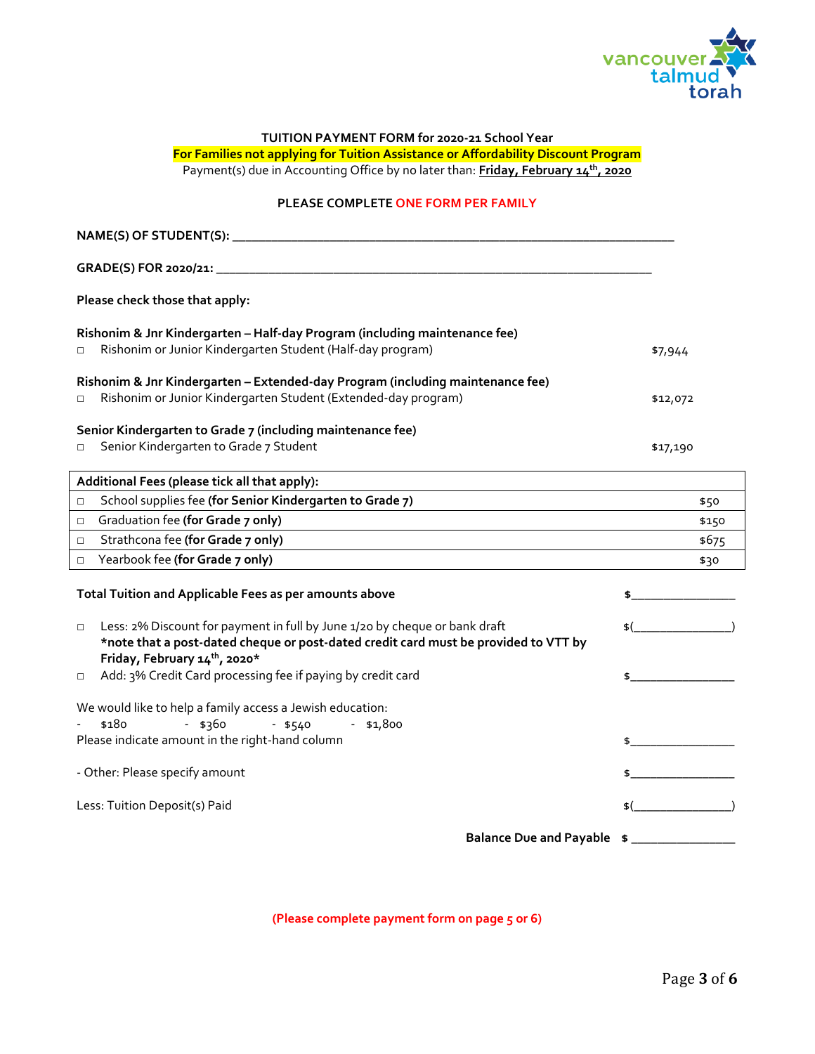**TUITION PAYMENT FORM for 2020-21 School Year**

**For Families not applying for Tuition Assistance or Affordability Discount Program**

Payment(s) due in Accounting Office by no later than: **Friday, February 14th, 2020**

**PLEASE COMPLETE ONE FORM PER FAMILY**

**NAME(S) OF STUDENT(S):** ______________________________________________________________

**GRADE(S) FOR 2020/21:** ______________________________________________________________

**Please check those that apply:**

**Rishonim & Jnr Kindergarten – Half-day Program (including maintenance fee)**

- ☐ Rishonim or Junior Kindergarten Student (Half-day program) — $7,944

**Rishonim & Jnr Kindergarten – Extended-day Program (including maintenance fee)**

- ☐ Rishonim or Junior Kindergarten Student (Extended-day program) — $12,072

**Senior Kindergarten to Grade 7 (including maintenance fee)**

- ☐ Senior Kindergarten to Grade 7 Student — $17,190

| **Additional Fees (please tick all that apply):** | |
|---|---|
| ☐ School supplies fee **(for Senior Kindergarten to Grade 7)** | $50 |
| ☐ Graduation fee **(for Grade 7 only)** | $150 |
| ☐ Strathcona fee **(for Grade 7 only)** | $675 |
| ☐ Yearbook fee **(for Grade 7 only)** | $30 |

**Total Tuition and Applicable Fees as per amounts above** — **$**________________

☐ Less: 2% Discount for payment in full by June 1/20 by cheque or bank draft — $(________________)
**\*note that a post-dated cheque or post-dated credit card must be provided to VTT by Friday, February 14th, 2020\***

☐ Add: 3% Credit Card processing fee if paying by credit card — $________________

We would like to help a family access a Jewish education:
- $180 - $360 - $540 - $1,800

Please indicate amount in the right-hand column — $________________

- Other: Please specify amount — $________________

Less: Tuition Deposit(s) Paid — $(________________)

**Balance Due and Payable $** ________________

**(Please complete payment form on page 5 or 6)**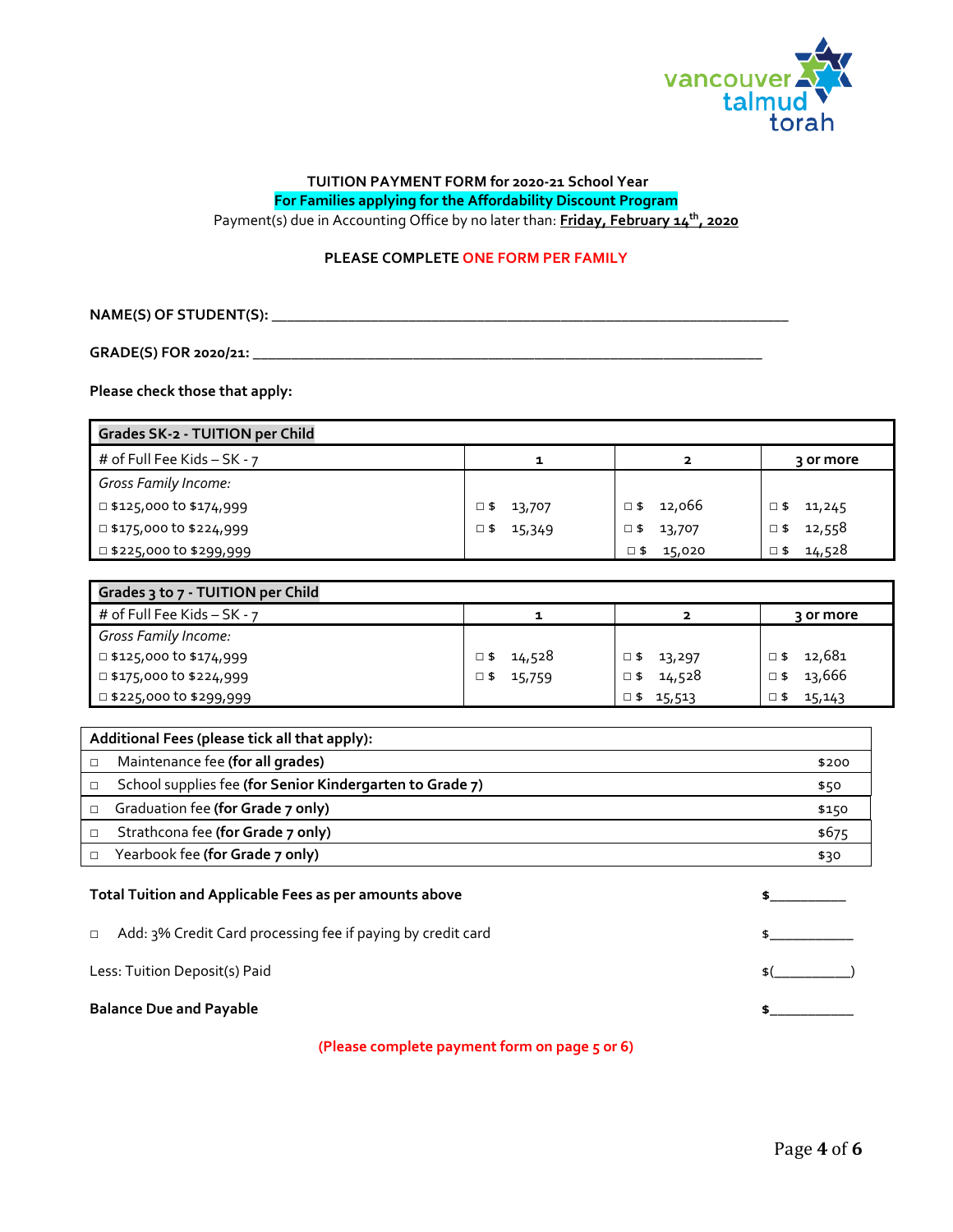**TUTION PAYMENT FORM for 2020-21 School Year**

**For Families applying for the Affordability Discount Program**

Payment(s) due in Accounting Office by no later than: **Friday, February 14th, 2020**

**PLEASE COMPLETE ONE FORM PER FAMILY**

**NAME(S) OF STUDENT(S):** ______________________________________________

**GRADE(S) FOR 2020/21:** ______________________________________________

**Please check those that apply:**

| **Grades SK-2 - TUITION per Child** | | | |
|---|---|---|---|
| # of Full Fee Kids – SK - 7 | **1** | **2** | **3 or more** |
| *Gross Family Income:* | | | |
| □ $125,000 to $174,999 | □ $ 13,707 | □ $ 12,066 | □ $ 11,245 |
| □ $175,000 to $224,999 | □ $ 15,349 | □ $ 13,707 | □ $ 12,558 |
| □ $225,000 to $299,999 | | □ $ 15,020 | □ $ 14,528 |

| **Grades 3 to 7 - TUITION per Child** | | | |
|---|---|---|---|
| # of Full Fee Kids – SK - 7 | **1** | **2** | **3 or more** |
| *Gross Family Income:* | | | |
| □ $125,000 to $174,999 | □ $ 14,528 | □ $ 13,297 | □ $ 12,681 |
| □ $175,000 to $224,999 | □ $ 15,759 | □ $ 14,528 | □ $ 13,666 |
| □ $225,000 to $299,999 | | □ $ 15,513 | □ $ 15,143 |

| **Additional Fees (please tick all that apply):** | |
|---|---|
| □ Maintenance fee **(for all grades)** | $200 |
| □ School supplies fee **(for Senior Kindergarten to Grade 7)** | $50 |
| □ Graduation fee **(for Grade 7 only)** | $150 |
| □ Strathcona fee **(for Grade 7 only)** | $675 |
| □ Yearbook fee **(for Grade 7 only)** | $30 |

**Total Tuition and Applicable Fees as per amounts above** **$**__________

□ Add: 3% Credit Card processing fee if paying by credit card $___________

Less: Tuition Deposit(s) Paid $(__________)

**Balance Due and Payable** **$**___________

**(Please complete payment form on page 5 or 6)**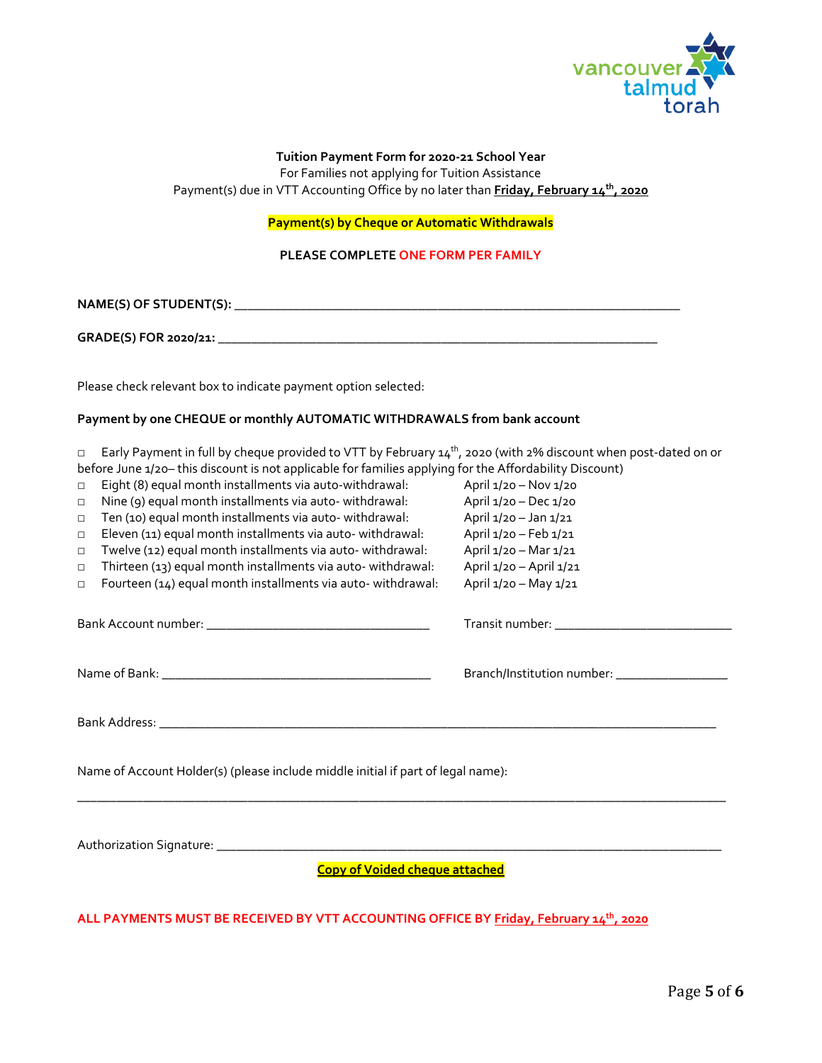vancouver talmud torah

**Tuition Payment Form for 2020-21 School Year**

For Families not applying for Tuition Assistance

Payment(s) due in VTT Accounting Office by no later than **Friday, February 14th, 2020**

**Payment(s) by Cheque or Automatic Withdrawals**

**PLEASE COMPLETE ONE FORM PER FAMILY**

**NAME(S) OF STUDENT(S):** ____________________________________________________________________

**GRADE(S) FOR 2020/21:** ____________________________________________________________________

Please check relevant box to indicate payment option selected:

**Payment by one CHEQUE or monthly AUTOMATIC WITHDRAWALS from bank account**

□ Early Payment in full by cheque provided to VTT by February 14th, 2020 (with 2% discount when post-dated on or before June 1/20– this discount is not applicable for families applying for the Affordability Discount)

| | | |
|---|---|---|
| □ | Eight (8) equal month installments via auto-withdrawal: | April 1/20 – Nov 1/20 |
| □ | Nine (9) equal month installments via auto- withdrawal: | April 1/20 – Dec 1/20 |
| □ | Ten (10) equal month installments via auto- withdrawal: | April 1/20 – Jan 1/21 |
| □ | Eleven (11) equal month installments via auto- withdrawal: | April 1/20 – Feb 1/21 |
| □ | Twelve (12) equal month installments via auto- withdrawal: | April 1/20 – Mar 1/21 |
| □ | Thirteen (13) equal month installments via auto- withdrawal: | April 1/20 – April 1/21 |
| □ | Fourteen (14) equal month installments via auto- withdrawal: | April 1/20 – May 1/21 |

Bank Account number: ___________________________________ Transit number: ____________________________

Name of Bank: ___________________________________________ Branch/Institution number: ________________

Bank Address: ________________________________________________________________________________

Name of Account Holder(s) (please include middle initial if part of legal name):

______________________________________________________________________________________________

Authorization Signature: _______________________________________________________________________

**Copy of Voided cheque attached**

**ALL PAYMENTS MUST BE RECEIVED BY VTT ACCOUNTING OFFICE BY Friday, February 14th, 2020**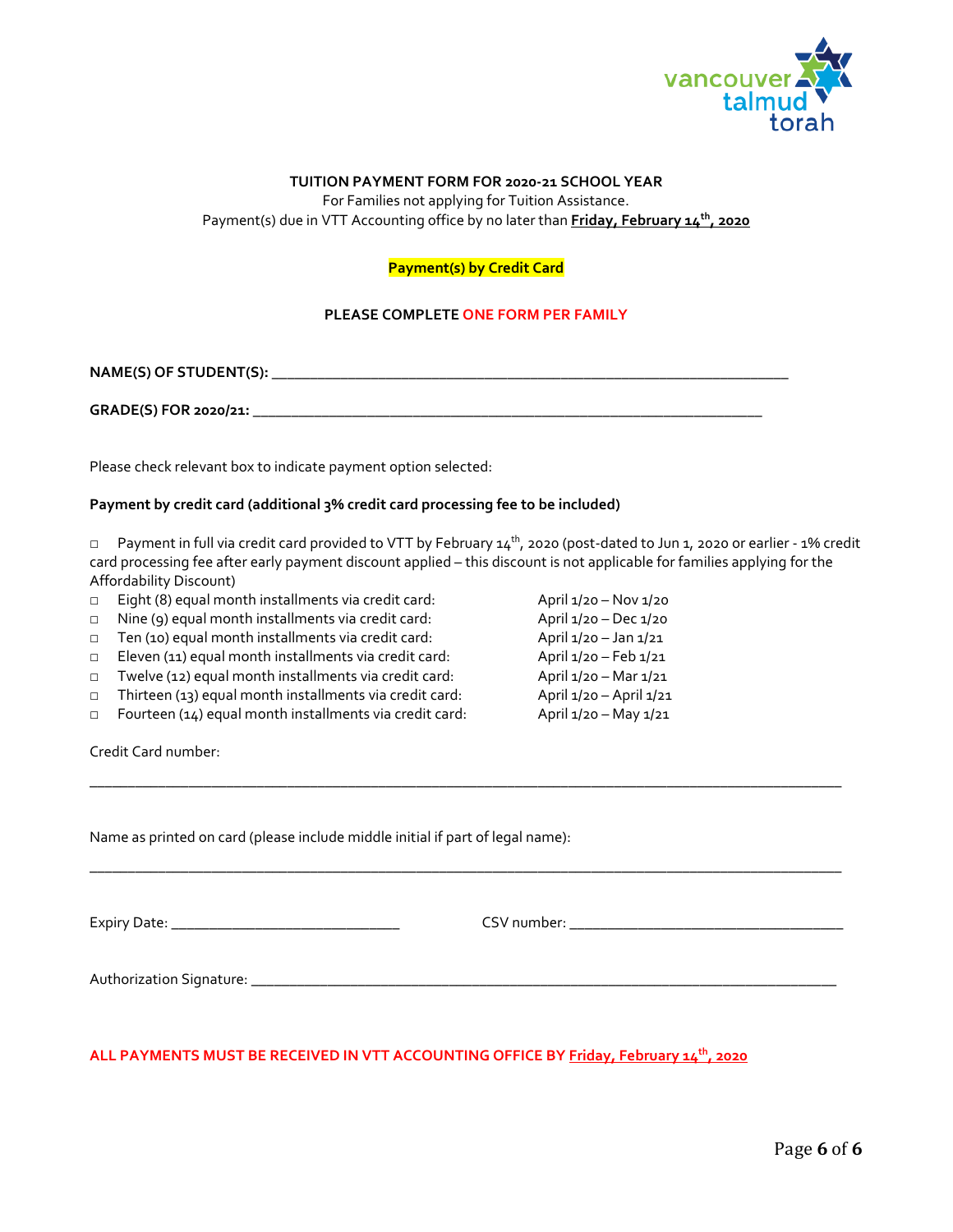**TUITION PAYMENT FORM FOR 2020-21 SCHOOL YEAR**

For Families not applying for Tuition Assistance.

Payment(s) due in VTT Accounting office by no later than **Friday, February 14th, 2020**

**Payment(s) by Credit Card**

**PLEASE COMPLETE ONE FORM PER FAMILY**

**NAME(S) OF STUDENT(S):** ______________________________________________

**GRADE(S) FOR 2020/21:** ______________________________________________

Please check relevant box to indicate payment option selected:

**Payment by credit card (additional 3% credit card processing fee to be included)**

□ Payment in full via credit card provided to VTT by February 14th, 2020 (post-dated to Jun 1, 2020 or earlier - 1% credit card processing fee after early payment discount applied – this discount is not applicable for families applying for the Affordability Discount)

| | |
|---|---|
| □ Eight (8) equal month installments via credit card: | April 1/20 – Nov 1/20 |
| □ Nine (9) equal month installments via credit card: | April 1/20 – Dec 1/20 |
| □ Ten (10) equal month installments via credit card: | April 1/20 – Jan 1/21 |
| □ Eleven (11) equal month installments via credit card: | April 1/20 – Feb 1/21 |
| □ Twelve (12) equal month installments via credit card: | April 1/20 – Mar 1/21 |
| □ Thirteen (13) equal month installments via credit card: | April 1/20 – April 1/21 |
| □ Fourteen (14) equal month installments via credit card: | April 1/20 – May 1/21 |

Credit Card number:

______________________________________________

Name as printed on card (please include middle initial if part of legal name):

______________________________________________

Expiry Date: ____________________ CSV number: ____________________

Authorization Signature: ______________________________________________

**ALL PAYMENTS MUST BE RECEIVED IN VTT ACCOUNTING OFFICE BY Friday, February 14th, 2020**